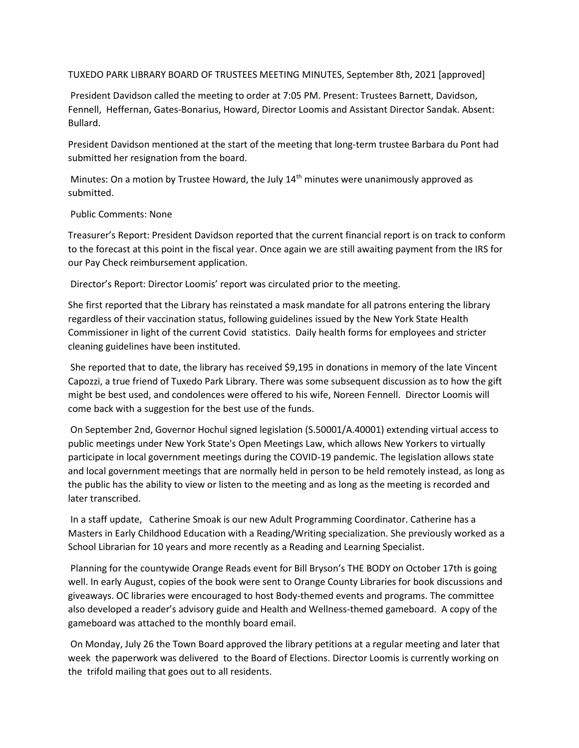TUXEDO PARK LIBRARY BOARD OF TRUSTEES MEETING MINUTES, September 8th, 2021 [approved]

President Davidson called the meeting to order at 7:05 PM. Present: Trustees Barnett, Davidson, Fennell, Heffernan, Gates-Bonarius, Howard, Director Loomis and Assistant Director Sandak. Absent: Bullard.

President Davidson mentioned at the start of the meeting that long-term trustee Barbara du Pont had submitted her resignation from the board.

Minutes: On a motion by Trustee Howard, the July 14th minutes were unanimously approved as submitted.

Public Comments: None

Treasurer's Report: President Davidson reported that the current financial report is on track to conform to the forecast at this point in the fiscal year. Once again we are still awaiting payment from the IRS for our Pay Check reimbursement application.

Director's Report: Director Loomis' report was circulated prior to the meeting.

She first reported that the Library has reinstated a mask mandate for all patrons entering the library regardless of their vaccination status, following guidelines issued by the New York State Health Commissioner in light of the current Covid statistics. Daily health forms for employees and stricter cleaning guidelines have been instituted.

She reported that to date, the library has received $9,195 in donations in memory of the late Vincent Capozzi, a true friend of Tuxedo Park Library. There was some subsequent discussion as to how the gift might be best used, and condolences were offered to his wife, Noreen Fennell. Director Loomis will come back with a suggestion for the best use of the funds.

On September 2nd, Governor Hochul signed legislation (S.50001/A.40001) extending virtual access to public meetings under New York State's Open Meetings Law, which allows New Yorkers to virtually participate in local government meetings during the COVID-19 pandemic. The legislation allows state and local government meetings that are normally held in person to be held remotely instead, as long as the public has the ability to view or listen to the meeting and as long as the meeting is recorded and later transcribed.

In a staff update, Catherine Smoak is our new Adult Programming Coordinator. Catherine has a Masters in Early Childhood Education with a Reading/Writing specialization. She previously worked as a School Librarian for 10 years and more recently as a Reading and Learning Specialist.

Planning for the countywide Orange Reads event for Bill Bryson's THE BODY on October 17th is going well. In early August, copies of the book were sent to Orange County Libraries for book discussions and giveaways. OC libraries were encouraged to host Body-themed events and programs. The committee also developed a reader's advisory guide and Health and Wellness-themed gameboard. A copy of the gameboard was attached to the monthly board email.

On Monday, July 26 the Town Board approved the library petitions at a regular meeting and later that week the paperwork was delivered to the Board of Elections. Director Loomis is currently working on the trifold mailing that goes out to all residents.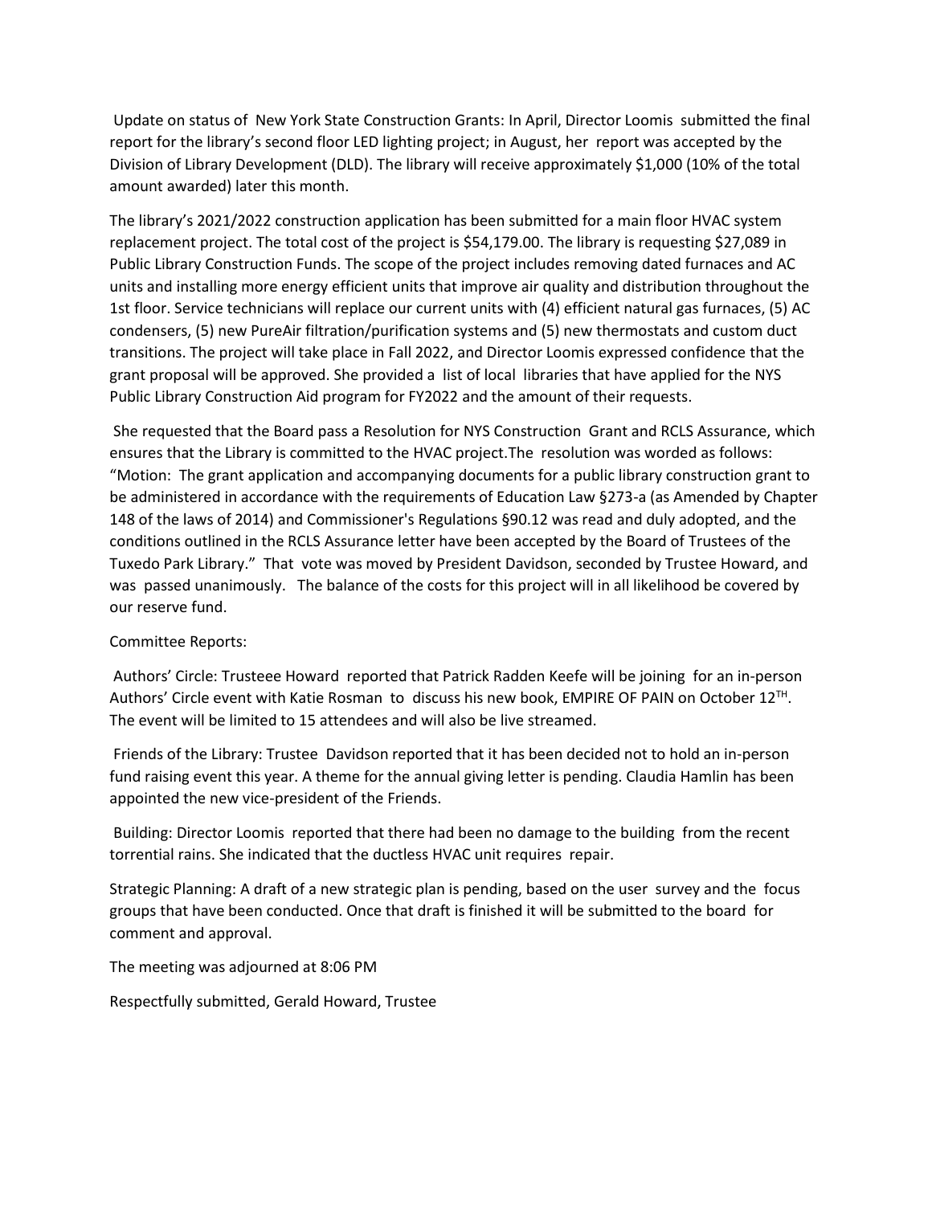Update on status of New York State Construction Grants: In April, Director Loomis submitted the final report for the library's second floor LED lighting project; in August, her report was accepted by the Division of Library Development (DLD). The library will receive approximately $1,000 (10% of the total amount awarded) later this month.

The library's 2021/2022 construction application has been submitted for a main floor HVAC system replacement project. The total cost of the project is $54,179.00. The library is requesting $27,089 in Public Library Construction Funds. The scope of the project includes removing dated furnaces and AC units and installing more energy efficient units that improve air quality and distribution throughout the 1st floor. Service technicians will replace our current units with (4) efficient natural gas furnaces, (5) AC condensers, (5) new PureAir filtration/purification systems and (5) new thermostats and custom duct transitions. The project will take place in Fall 2022, and Director Loomis expressed confidence that the grant proposal will be approved. She provided a list of local libraries that have applied for the NYS Public Library Construction Aid program for FY2022 and the amount of their requests.

She requested that the Board pass a Resolution for NYS Construction Grant and RCLS Assurance, which ensures that the Library is committed to the HVAC project.The resolution was worded as follows: "Motion: The grant application and accompanying documents for a public library construction grant to be administered in accordance with the requirements of Education Law §273-a (as Amended by Chapter 148 of the laws of 2014) and Commissioner's Regulations §90.12 was read and duly adopted, and the conditions outlined in the RCLS Assurance letter have been accepted by the Board of Trustees of the Tuxedo Park Library." That vote was moved by President Davidson, seconded by Trustee Howard, and was passed unanimously. The balance of the costs for this project will in all likelihood be covered by our reserve fund.

Committee Reports:

Authors' Circle: Trusteee Howard reported that Patrick Radden Keefe will be joining for an in-person Authors' Circle event with Katie Rosman to discuss his new book, EMPIRE OF PAIN on October 12TH. The event will be limited to 15 attendees and will also be live streamed.

Friends of the Library: Trustee Davidson reported that it has been decided not to hold an in-person fund raising event this year. A theme for the annual giving letter is pending. Claudia Hamlin has been appointed the new vice-president of the Friends.

Building: Director Loomis reported that there had been no damage to the building from the recent torrential rains. She indicated that the ductless HVAC unit requires repair.

Strategic Planning: A draft of a new strategic plan is pending, based on the user survey and the focus groups that have been conducted. Once that draft is finished it will be submitted to the board for comment and approval.

The meeting was adjourned at 8:06 PM

Respectfully submitted, Gerald Howard, Trustee